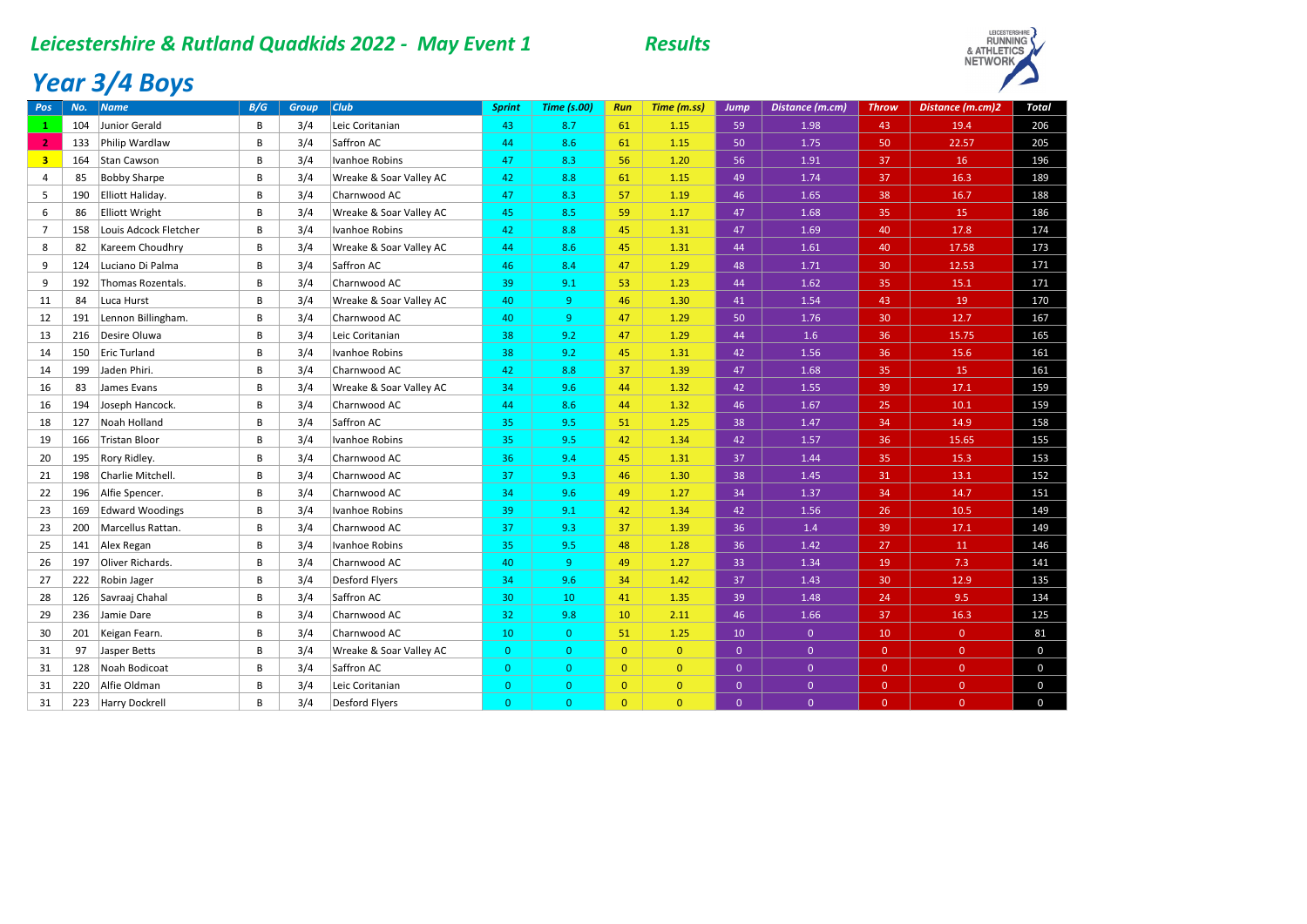# Leicestershire & Rutland Quadkids 2022 - May Event 1

## Results

## Year 3/4 Boys

| Pos | No. | Name | B/G | Group | Club | Sprint | Time (s.00) | Run | Time (m.ss) | Jump | Distance (m.cm) | Throw | Distance (m.cm)2 | Total |
|---|---|---|---|---|---|---|---|---|---|---|---|---|---|---|
| 1 | 104 | Junior Gerald | B | 3/4 | Leic Coritanian | 43 | 8.7 | 61 | 1.15 | 59 | 1.98 | 43 | 19.4 | 206 |
| 2 | 133 | Philip Wardlaw | B | 3/4 | Saffron AC | 44 | 8.6 | 61 | 1.15 | 50 | 1.75 | 50 | 22.57 | 205 |
| 3 | 164 | Stan Cawson | B | 3/4 | Ivanhoe Robins | 47 | 8.3 | 56 | 1.20 | 56 | 1.91 | 37 | 16 | 196 |
| 4 | 85 | Bobby Sharpe | B | 3/4 | Wreake & Soar Valley AC | 42 | 8.8 | 61 | 1.15 | 49 | 1.74 | 37 | 16.3 | 189 |
| 5 | 190 | Elliott Haliday. | B | 3/4 | Charnwood AC | 47 | 8.3 | 57 | 1.19 | 46 | 1.65 | 38 | 16.7 | 188 |
| 6 | 86 | Elliott Wright | B | 3/4 | Wreake & Soar Valley AC | 45 | 8.5 | 59 | 1.17 | 47 | 1.68 | 35 | 15 | 186 |
| 7 | 158 | Louis Adcock Fletcher | B | 3/4 | Ivanhoe Robins | 42 | 8.8 | 45 | 1.31 | 47 | 1.69 | 40 | 17.8 | 174 |
| 8 | 82 | Kareem Choudhry | B | 3/4 | Wreake & Soar Valley AC | 44 | 8.6 | 45 | 1.31 | 44 | 1.61 | 40 | 17.58 | 173 |
| 9 | 124 | Luciano Di Palma | B | 3/4 | Saffron AC | 46 | 8.4 | 47 | 1.29 | 48 | 1.71 | 30 | 12.53 | 171 |
| 9 | 192 | Thomas Rozentals. | B | 3/4 | Charnwood AC | 39 | 9.1 | 53 | 1.23 | 44 | 1.62 | 35 | 15.1 | 171 |
| 11 | 84 | Luca Hurst | B | 3/4 | Wreake & Soar Valley AC | 40 | 9 | 46 | 1.30 | 41 | 1.54 | 43 | 19 | 170 |
| 12 | 191 | Lennon Billingham. | B | 3/4 | Charnwood AC | 40 | 9 | 47 | 1.29 | 50 | 1.76 | 30 | 12.7 | 167 |
| 13 | 216 | Desire Oluwa | B | 3/4 | Leic Coritanian | 38 | 9.2 | 47 | 1.29 | 44 | 1.6 | 36 | 15.75 | 165 |
| 14 | 150 | Eric Turland | B | 3/4 | Ivanhoe Robins | 38 | 9.2 | 45 | 1.31 | 42 | 1.56 | 36 | 15.6 | 161 |
| 14 | 199 | Jaden Phiri. | B | 3/4 | Charnwood AC | 42 | 8.8 | 37 | 1.39 | 47 | 1.68 | 35 | 15 | 161 |
| 16 | 83 | James Evans | B | 3/4 | Wreake & Soar Valley AC | 34 | 9.6 | 44 | 1.32 | 42 | 1.55 | 39 | 17.1 | 159 |
| 16 | 194 | Joseph Hancock. | B | 3/4 | Charnwood AC | 44 | 8.6 | 44 | 1.32 | 46 | 1.67 | 25 | 10.1 | 159 |
| 18 | 127 | Noah Holland | B | 3/4 | Saffron AC | 35 | 9.5 | 51 | 1.25 | 38 | 1.47 | 34 | 14.9 | 158 |
| 19 | 166 | Tristan Bloor | B | 3/4 | Ivanhoe Robins | 35 | 9.5 | 42 | 1.34 | 42 | 1.57 | 36 | 15.65 | 155 |
| 20 | 195 | Rory Ridley. | B | 3/4 | Charnwood AC | 36 | 9.4 | 45 | 1.31 | 37 | 1.44 | 35 | 15.3 | 153 |
| 21 | 198 | Charlie Mitchell. | B | 3/4 | Charnwood AC | 37 | 9.3 | 46 | 1.30 | 38 | 1.45 | 31 | 13.1 | 152 |
| 22 | 196 | Alfie Spencer. | B | 3/4 | Charnwood AC | 34 | 9.6 | 49 | 1.27 | 34 | 1.37 | 34 | 14.7 | 151 |
| 23 | 169 | Edward Woodings | B | 3/4 | Ivanhoe Robins | 39 | 9.1 | 42 | 1.34 | 42 | 1.56 | 26 | 10.5 | 149 |
| 23 | 200 | Marcellus Rattan. | B | 3/4 | Charnwood AC | 37 | 9.3 | 37 | 1.39 | 36 | 1.4 | 39 | 17.1 | 149 |
| 25 | 141 | Alex Regan | B | 3/4 | Ivanhoe Robins | 35 | 9.5 | 48 | 1.28 | 36 | 1.42 | 27 | 11 | 146 |
| 26 | 197 | Oliver Richards. | B | 3/4 | Charnwood AC | 40 | 9 | 49 | 1.27 | 33 | 1.34 | 19 | 7.3 | 141 |
| 27 | 222 | Robin Jager | B | 3/4 | Desford Flyers | 34 | 9.6 | 34 | 1.42 | 37 | 1.43 | 30 | 12.9 | 135 |
| 28 | 126 | Savraaj Chahal | B | 3/4 | Saffron AC | 30 | 10 | 41 | 1.35 | 39 | 1.48 | 24 | 9.5 | 134 |
| 29 | 236 | Jamie Dare | B | 3/4 | Charnwood AC | 32 | 9.8 | 10 | 2.11 | 46 | 1.66 | 37 | 16.3 | 125 |
| 30 | 201 | Keigan Fearn. | B | 3/4 | Charnwood AC | 10 | 0 | 51 | 1.25 | 10 | 0 | 10 | 0 | 81 |
| 31 | 97 | Jasper Betts | B | 3/4 | Wreake & Soar Valley AC | 0 | 0 | 0 | 0 | 0 | 0 | 0 | 0 | 0 |
| 31 | 128 | Noah Bodicoat | B | 3/4 | Saffron AC | 0 | 0 | 0 | 0 | 0 | 0 | 0 | 0 | 0 |
| 31 | 220 | Alfie Oldman | B | 3/4 | Leic Coritanian | 0 | 0 | 0 | 0 | 0 | 0 | 0 | 0 | 0 |
| 31 | 223 | Harry Dockrell | B | 3/4 | Desford Flyers | 0 | 0 | 0 | 0 | 0 | 0 | 0 | 0 | 0 |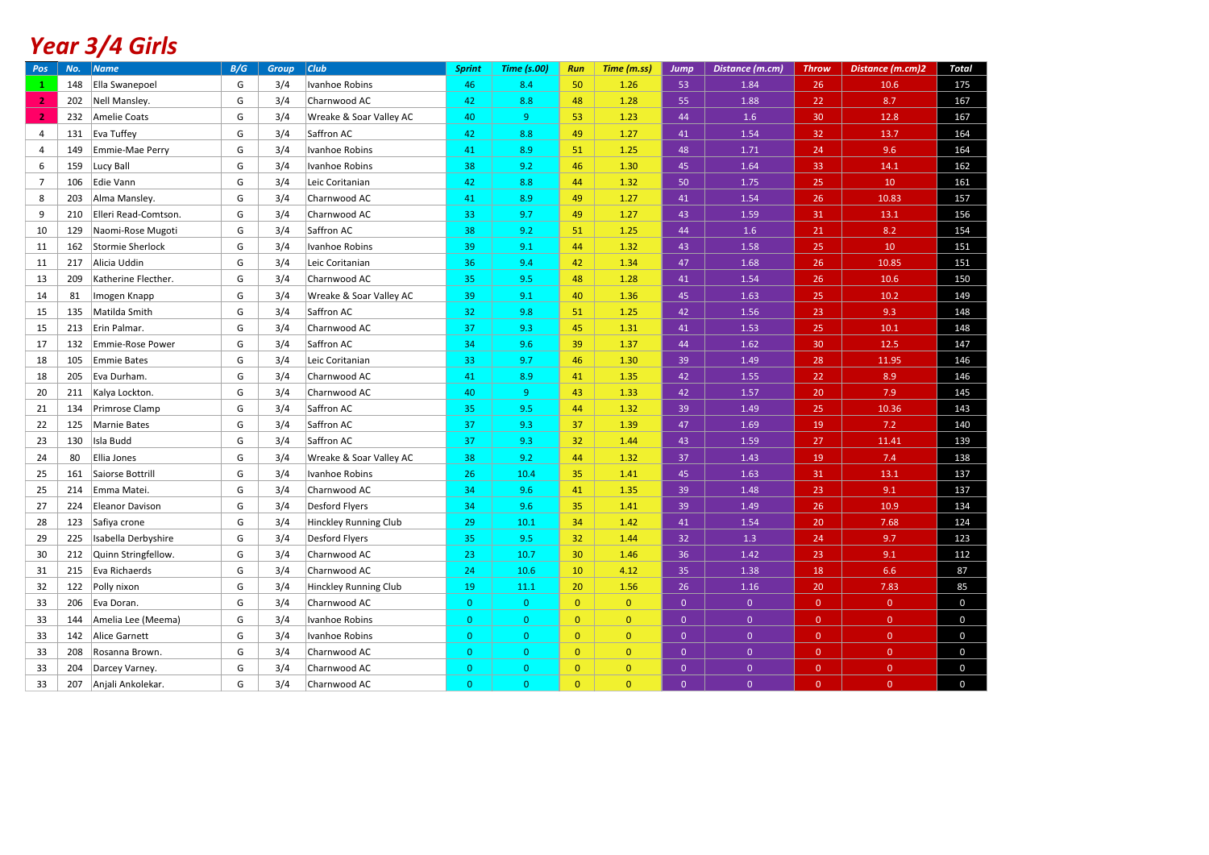# Year 3/4 Girls

| Pos | No. | Name | B/G | Group | Club | Sprint | Time (s.00) | Run | Time (m.ss) | Jump | Distance (m.cm) | Throw | Distance (m.cm)2 | Total |
|---|---|---|---|---|---|---|---|---|---|---|---|---|---|---|
| 1 | 148 | Ella Swanepoel | G | 3/4 | Ivanhoe Robins | 46 | 8.4 | 50 | 1.26 | 53 | 1.84 | 26 | 10.6 | 175 |
| 2 | 202 | Nell Mansley. | G | 3/4 | Charnwood AC | 42 | 8.8 | 48 | 1.28 | 55 | 1.88 | 22 | 8.7 | 167 |
| 2 | 232 | Amelie Coats | G | 3/4 | Wreake & Soar Valley AC | 40 | 9 | 53 | 1.23 | 44 | 1.6 | 30 | 12.8 | 167 |
| 4 | 131 | Eva Tuffey | G | 3/4 | Saffron AC | 42 | 8.8 | 49 | 1.27 | 41 | 1.54 | 32 | 13.7 | 164 |
| 4 | 149 | Emmie-Mae Perry | G | 3/4 | Ivanhoe Robins | 41 | 8.9 | 51 | 1.25 | 48 | 1.71 | 24 | 9.6 | 164 |
| 6 | 159 | Lucy Ball | G | 3/4 | Ivanhoe Robins | 38 | 9.2 | 46 | 1.30 | 45 | 1.64 | 33 | 14.1 | 162 |
| 7 | 106 | Edie Vann | G | 3/4 | Leic Coritanian | 42 | 8.8 | 44 | 1.32 | 50 | 1.75 | 25 | 10 | 161 |
| 8 | 203 | Alma Mansley. | G | 3/4 | Charnwood AC | 41 | 8.9 | 49 | 1.27 | 41 | 1.54 | 26 | 10.83 | 157 |
| 9 | 210 | Elleri Read-Comtson. | G | 3/4 | Charnwood AC | 33 | 9.7 | 49 | 1.27 | 43 | 1.59 | 31 | 13.1 | 156 |
| 10 | 129 | Naomi-Rose Mugoti | G | 3/4 | Saffron AC | 38 | 9.2 | 51 | 1.25 | 44 | 1.6 | 21 | 8.2 | 154 |
| 11 | 162 | Stormie Sherlock | G | 3/4 | Ivanhoe Robins | 39 | 9.1 | 44 | 1.32 | 43 | 1.58 | 25 | 10 | 151 |
| 11 | 217 | Alicia Uddin | G | 3/4 | Leic Coritanian | 36 | 9.4 | 42 | 1.34 | 47 | 1.68 | 26 | 10.85 | 151 |
| 13 | 209 | Katherine Flecther. | G | 3/4 | Charnwood AC | 35 | 9.5 | 48 | 1.28 | 41 | 1.54 | 26 | 10.6 | 150 |
| 14 | 81 | Imogen Knapp | G | 3/4 | Wreake & Soar Valley AC | 39 | 9.1 | 40 | 1.36 | 45 | 1.63 | 25 | 10.2 | 149 |
| 15 | 135 | Matilda Smith | G | 3/4 | Saffron AC | 32 | 9.8 | 51 | 1.25 | 42 | 1.56 | 23 | 9.3 | 148 |
| 15 | 213 | Erin Palmar. | G | 3/4 | Charnwood AC | 37 | 9.3 | 45 | 1.31 | 41 | 1.53 | 25 | 10.1 | 148 |
| 17 | 132 | Emmie-Rose Power | G | 3/4 | Saffron AC | 34 | 9.6 | 39 | 1.37 | 44 | 1.62 | 30 | 12.5 | 147 |
| 18 | 105 | Emmie Bates | G | 3/4 | Leic Coritanian | 33 | 9.7 | 46 | 1.30 | 39 | 1.49 | 28 | 11.95 | 146 |
| 18 | 205 | Eva Durham. | G | 3/4 | Charnwood AC | 41 | 8.9 | 41 | 1.35 | 42 | 1.55 | 22 | 8.9 | 146 |
| 20 | 211 | Kalya Lockton. | G | 3/4 | Charnwood AC | 40 | 9 | 43 | 1.33 | 42 | 1.57 | 20 | 7.9 | 145 |
| 21 | 134 | Primrose Clamp | G | 3/4 | Saffron AC | 35 | 9.5 | 44 | 1.32 | 39 | 1.49 | 25 | 10.36 | 143 |
| 22 | 125 | Marnie Bates | G | 3/4 | Saffron AC | 37 | 9.3 | 37 | 1.39 | 47 | 1.69 | 19 | 7.2 | 140 |
| 23 | 130 | Isla Budd | G | 3/4 | Saffron AC | 37 | 9.3 | 32 | 1.44 | 43 | 1.59 | 27 | 11.41 | 139 |
| 24 | 80 | Ellia Jones | G | 3/4 | Wreake & Soar Valley AC | 38 | 9.2 | 44 | 1.32 | 37 | 1.43 | 19 | 7.4 | 138 |
| 25 | 161 | Saiorse Bottrill | G | 3/4 | Ivanhoe Robins | 26 | 10.4 | 35 | 1.41 | 45 | 1.63 | 31 | 13.1 | 137 |
| 25 | 214 | Emma Matei. | G | 3/4 | Charnwood AC | 34 | 9.6 | 41 | 1.35 | 39 | 1.48 | 23 | 9.1 | 137 |
| 27 | 224 | Eleanor Davison | G | 3/4 | Desford Flyers | 34 | 9.6 | 35 | 1.41 | 39 | 1.49 | 26 | 10.9 | 134 |
| 28 | 123 | Safiya crone | G | 3/4 | Hinckley Running Club | 29 | 10.1 | 34 | 1.42 | 41 | 1.54 | 20 | 7.68 | 124 |
| 29 | 225 | Isabella Derbyshire | G | 3/4 | Desford Flyers | 35 | 9.5 | 32 | 1.44 | 32 | 1.3 | 24 | 9.7 | 123 |
| 30 | 212 | Quinn Stringfellow. | G | 3/4 | Charnwood AC | 23 | 10.7 | 30 | 1.46 | 36 | 1.42 | 23 | 9.1 | 112 |
| 31 | 215 | Eva Richaerds | G | 3/4 | Charnwood AC | 24 | 10.6 | 10 | 4.12 | 35 | 1.38 | 18 | 6.6 | 87 |
| 32 | 122 | Polly nixon | G | 3/4 | Hinckley Running Club | 19 | 11.1 | 20 | 1.56 | 26 | 1.16 | 20 | 7.83 | 85 |
| 33 | 206 | Eva Doran. | G | 3/4 | Charnwood AC | 0 | 0 | 0 | 0 | 0 | 0 | 0 | 0 | 0 |
| 33 | 144 | Amelia Lee (Meema) | G | 3/4 | Ivanhoe Robins | 0 | 0 | 0 | 0 | 0 | 0 | 0 | 0 | 0 |
| 33 | 142 | Alice Garnett | G | 3/4 | Ivanhoe Robins | 0 | 0 | 0 | 0 | 0 | 0 | 0 | 0 | 0 |
| 33 | 208 | Rosanna Brown. | G | 3/4 | Charnwood AC | 0 | 0 | 0 | 0 | 0 | 0 | 0 | 0 | 0 |
| 33 | 204 | Darcey Varney. | G | 3/4 | Charnwood AC | 0 | 0 | 0 | 0 | 0 | 0 | 0 | 0 | 0 |
| 33 | 207 | Anjali Ankolekar. | G | 3/4 | Charnwood AC | 0 | 0 | 0 | 0 | 0 | 0 | 0 | 0 | 0 |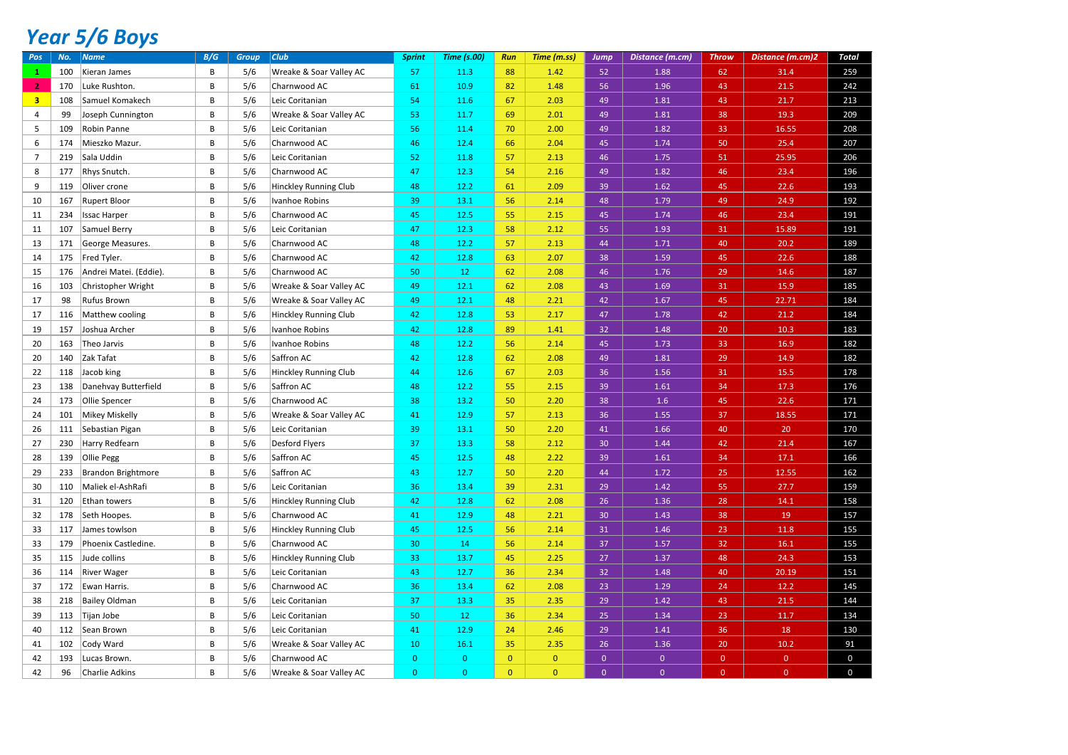# *Year 5/6 Boys*

| Pos | No. | Name | B/G | Group | Club | Sprint | Time (s.00) | Run | Time (m.ss) | Jump | Distance (m.cm) | Throw | Distance (m.cm)2 | Total |
|---|---|---|---|---|---|---|---|---|---|---|---|---|---|---|
| 1 | 100 | Kieran James | B | 5/6 | Wreake & Soar Valley AC | 57 | 11.3 | 88 | 1.42 | 52 | 1.88 | 62 | 31.4 | 259 |
| 2 | 170 | Luke Rushton. | B | 5/6 | Charnwood AC | 61 | 10.9 | 82 | 1.48 | 56 | 1.96 | 43 | 21.5 | 242 |
| 3 | 108 | Samuel Komakech | B | 5/6 | Leic Coritanian | 54 | 11.6 | 67 | 2.03 | 49 | 1.81 | 43 | 21.7 | 213 |
| 4 | 99 | Joseph Cunnington | B | 5/6 | Wreake & Soar Valley AC | 53 | 11.7 | 69 | 2.01 | 49 | 1.81 | 38 | 19.3 | 209 |
| 5 | 109 | Robin Panne | B | 5/6 | Leic Coritanian | 56 | 11.4 | 70 | 2.00 | 49 | 1.82 | 33 | 16.55 | 208 |
| 6 | 174 | Mieszko Mazur. | B | 5/6 | Charnwood AC | 46 | 12.4 | 66 | 2.04 | 45 | 1.74 | 50 | 25.4 | 207 |
| 7 | 219 | Sala Uddin | B | 5/6 | Leic Coritanian | 52 | 11.8 | 57 | 2.13 | 46 | 1.75 | 51 | 25.95 | 206 |
| 8 | 177 | Rhys Snutch. | B | 5/6 | Charnwood AC | 47 | 12.3 | 54 | 2.16 | 49 | 1.82 | 46 | 23.4 | 196 |
| 9 | 119 | Oliver crone | B | 5/6 | Hinckley Running Club | 48 | 12.2 | 61 | 2.09 | 39 | 1.62 | 45 | 22.6 | 193 |
| 10 | 167 | Rupert Bloor | B | 5/6 | Ivanhoe Robins | 39 | 13.1 | 56 | 2.14 | 48 | 1.79 | 49 | 24.9 | 192 |
| 11 | 234 | Issac Harper | B | 5/6 | Charnwood AC | 45 | 12.5 | 55 | 2.15 | 45 | 1.74 | 46 | 23.4 | 191 |
| 11 | 107 | Samuel Berry | B | 5/6 | Leic Coritanian | 47 | 12.3 | 58 | 2.12 | 55 | 1.93 | 31 | 15.89 | 191 |
| 13 | 171 | George Measures. | B | 5/6 | Charnwood AC | 48 | 12.2 | 57 | 2.13 | 44 | 1.71 | 40 | 20.2 | 189 |
| 14 | 175 | Fred Tyler. | B | 5/6 | Charnwood AC | 42 | 12.8 | 63 | 2.07 | 38 | 1.59 | 45 | 22.6 | 188 |
| 15 | 176 | Andrei Matei. (Eddie). | B | 5/6 | Charnwood AC | 50 | 12 | 62 | 2.08 | 46 | 1.76 | 29 | 14.6 | 187 |
| 16 | 103 | Christopher Wright | B | 5/6 | Wreake & Soar Valley AC | 49 | 12.1 | 62 | 2.08 | 43 | 1.69 | 31 | 15.9 | 185 |
| 17 | 98 | Rufus Brown | B | 5/6 | Wreake & Soar Valley AC | 49 | 12.1 | 48 | 2.21 | 42 | 1.67 | 45 | 22.71 | 184 |
| 17 | 116 | Matthew cooling | B | 5/6 | Hinckley Running Club | 42 | 12.8 | 53 | 2.17 | 47 | 1.78 | 42 | 21.2 | 184 |
| 19 | 157 | Joshua Archer | B | 5/6 | Ivanhoe Robins | 42 | 12.8 | 89 | 1.41 | 32 | 1.48 | 20 | 10.3 | 183 |
| 20 | 163 | Theo Jarvis | B | 5/6 | Ivanhoe Robins | 48 | 12.2 | 56 | 2.14 | 45 | 1.73 | 33 | 16.9 | 182 |
| 20 | 140 | Zak Tafat | B | 5/6 | Saffron AC | 42 | 12.8 | 62 | 2.08 | 49 | 1.81 | 29 | 14.9 | 182 |
| 22 | 118 | Jacob king | B | 5/6 | Hinckley Running Club | 44 | 12.6 | 67 | 2.03 | 36 | 1.56 | 31 | 15.5 | 178 |
| 23 | 138 | Danehvay Butterfield | B | 5/6 | Saffron AC | 48 | 12.2 | 55 | 2.15 | 39 | 1.61 | 34 | 17.3 | 176 |
| 24 | 173 | Ollie Spencer | B | 5/6 | Charnwood AC | 38 | 13.2 | 50 | 2.20 | 38 | 1.6 | 45 | 22.6 | 171 |
| 24 | 101 | Mikey Miskelly | B | 5/6 | Wreake & Soar Valley AC | 41 | 12.9 | 57 | 2.13 | 36 | 1.55 | 37 | 18.55 | 171 |
| 26 | 111 | Sebastian Pigan | B | 5/6 | Leic Coritanian | 39 | 13.1 | 50 | 2.20 | 41 | 1.66 | 40 | 20 | 170 |
| 27 | 230 | Harry Redfearn | B | 5/6 | Desford Flyers | 37 | 13.3 | 58 | 2.12 | 30 | 1.44 | 42 | 21.4 | 167 |
| 28 | 139 | Ollie Pegg | B | 5/6 | Saffron AC | 45 | 12.5 | 48 | 2.22 | 39 | 1.61 | 34 | 17.1 | 166 |
| 29 | 233 | Brandon Brightmore | B | 5/6 | Saffron AC | 43 | 12.7 | 50 | 2.20 | 44 | 1.72 | 25 | 12.55 | 162 |
| 30 | 110 | Maliek el-AshRafi | B | 5/6 | Leic Coritanian | 36 | 13.4 | 39 | 2.31 | 29 | 1.42 | 55 | 27.7 | 159 |
| 31 | 120 | Ethan towers | B | 5/6 | Hinckley Running Club | 42 | 12.8 | 62 | 2.08 | 26 | 1.36 | 28 | 14.1 | 158 |
| 32 | 178 | Seth Hoopes. | B | 5/6 | Charnwood AC | 41 | 12.9 | 48 | 2.21 | 30 | 1.43 | 38 | 19 | 157 |
| 33 | 117 | James towlson | B | 5/6 | Hinckley Running Club | 45 | 12.5 | 56 | 2.14 | 31 | 1.46 | 23 | 11.8 | 155 |
| 33 | 179 | Phoenix Castledine. | B | 5/6 | Charnwood AC | 30 | 14 | 56 | 2.14 | 37 | 1.57 | 32 | 16.1 | 155 |
| 35 | 115 | Jude collins | B | 5/6 | Hinckley Running Club | 33 | 13.7 | 45 | 2.25 | 27 | 1.37 | 48 | 24.3 | 153 |
| 36 | 114 | River Wager | B | 5/6 | Leic Coritanian | 43 | 12.7 | 36 | 2.34 | 32 | 1.48 | 40 | 20.19 | 151 |
| 37 | 172 | Ewan Harris. | B | 5/6 | Charnwood AC | 36 | 13.4 | 62 | 2.08 | 23 | 1.29 | 24 | 12.2 | 145 |
| 38 | 218 | Bailey Oldman | B | 5/6 | Leic Coritanian | 37 | 13.3 | 35 | 2.35 | 29 | 1.42 | 43 | 21.5 | 144 |
| 39 | 113 | Tijan Jobe | B | 5/6 | Leic Coritanian | 50 | 12 | 36 | 2.34 | 25 | 1.34 | 23 | 11.7 | 134 |
| 40 | 112 | Sean Brown | B | 5/6 | Leic Coritanian | 41 | 12.9 | 24 | 2.46 | 29 | 1.41 | 36 | 18 | 130 |
| 41 | 102 | Cody Ward | B | 5/6 | Wreake & Soar Valley AC | 10 | 16.1 | 35 | 2.35 | 26 | 1.36 | 20 | 10.2 | 91 |
| 42 | 193 | Lucas Brown. | B | 5/6 | Charnwood AC | 0 | 0 | 0 | 0 | 0 | 0 | 0 | 0 | 0 |
| 42 | 96 | Charlie Adkins | B | 5/6 | Wreake & Soar Valley AC | 0 | 0 | 0 | 0 | 0 | 0 | 0 | 0 | 0 |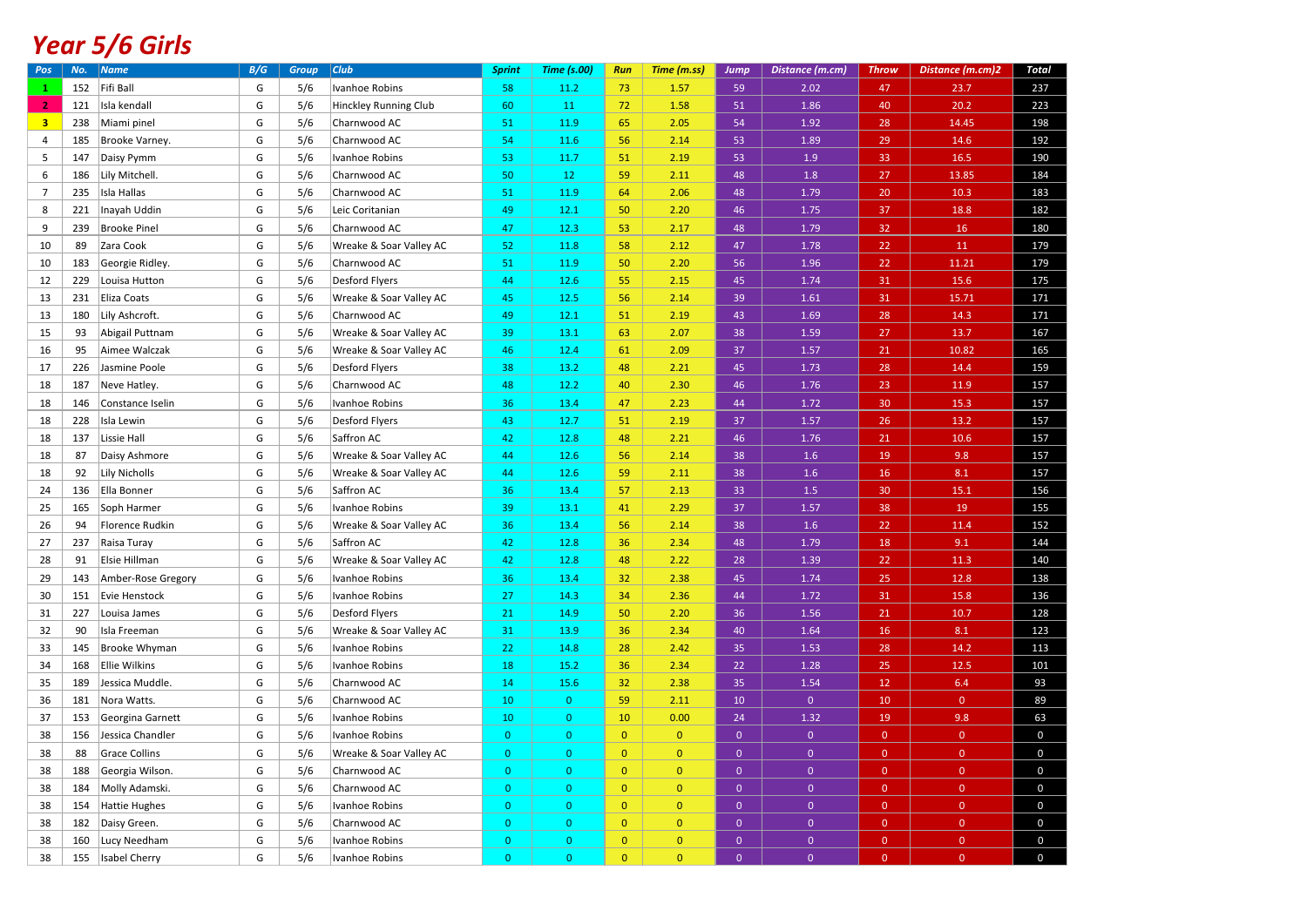# *Year 5/6 Girls*

| Pos | No. | Name | B/G | Group | Club | Sprint | Time (s.00) | Run | Time (m.ss) | Jump | Distance (m.cm) | Throw | Distance (m.cm)2 | Total |
|---|---|---|---|---|---|---|---|---|---|---|---|---|---|---|
| 1 | 152 | Fifi Ball | G | 5/6 | Ivanhoe Robins | 58 | 11.2 | 73 | 1.57 | 59 | 2.02 | 47 | 23.7 | 237 |
| 2 | 121 | Isla kendall | G | 5/6 | Hinckley Running Club | 60 | 11 | 72 | 1.58 | 51 | 1.86 | 40 | 20.2 | 223 |
| 3 | 238 | Miami pinel | G | 5/6 | Charnwood AC | 51 | 11.9 | 65 | 2.05 | 54 | 1.92 | 28 | 14.45 | 198 |
| 4 | 185 | Brooke Varney. | G | 5/6 | Charnwood AC | 54 | 11.6 | 56 | 2.14 | 53 | 1.89 | 29 | 14.6 | 192 |
| 5 | 147 | Daisy Pymm | G | 5/6 | Ivanhoe Robins | 53 | 11.7 | 51 | 2.19 | 53 | 1.9 | 33 | 16.5 | 190 |
| 6 | 186 | Lily Mitchell. | G | 5/6 | Charnwood AC | 50 | 12 | 59 | 2.11 | 48 | 1.8 | 27 | 13.85 | 184 |
| 7 | 235 | Isla Hallas | G | 5/6 | Charnwood AC | 51 | 11.9 | 64 | 2.06 | 48 | 1.79 | 20 | 10.3 | 183 |
| 8 | 221 | Inayah Uddin | G | 5/6 | Leic Coritanian | 49 | 12.1 | 50 | 2.20 | 46 | 1.75 | 37 | 18.8 | 182 |
| 9 | 239 | Brooke Pinel | G | 5/6 | Charnwood AC | 47 | 12.3 | 53 | 2.17 | 48 | 1.79 | 32 | 16 | 180 |
| 10 | 89 | Zara Cook | G | 5/6 | Wreake & Soar Valley AC | 52 | 11.8 | 58 | 2.12 | 47 | 1.78 | 22 | 11 | 179 |
| 10 | 183 | Georgie Ridley. | G | 5/6 | Charnwood AC | 51 | 11.9 | 50 | 2.20 | 56 | 1.96 | 22 | 11.21 | 179 |
| 12 | 229 | Louisa Hutton | G | 5/6 | Desford Flyers | 44 | 12.6 | 55 | 2.15 | 45 | 1.74 | 31 | 15.6 | 175 |
| 13 | 231 | Eliza Coats | G | 5/6 | Wreake & Soar Valley AC | 45 | 12.5 | 56 | 2.14 | 39 | 1.61 | 31 | 15.71 | 171 |
| 13 | 180 | Lily Ashcroft. | G | 5/6 | Charnwood AC | 49 | 12.1 | 51 | 2.19 | 43 | 1.69 | 28 | 14.3 | 171 |
| 15 | 93 | Abigail Puttnam | G | 5/6 | Wreake & Soar Valley AC | 39 | 13.1 | 63 | 2.07 | 38 | 1.59 | 27 | 13.7 | 167 |
| 16 | 95 | Aimee Walczak | G | 5/6 | Wreake & Soar Valley AC | 46 | 12.4 | 61 | 2.09 | 37 | 1.57 | 21 | 10.82 | 165 |
| 17 | 226 | Jasmine Poole | G | 5/6 | Desford Flyers | 38 | 13.2 | 48 | 2.21 | 45 | 1.73 | 28 | 14.4 | 159 |
| 18 | 187 | Neve Hatley. | G | 5/6 | Charnwood AC | 48 | 12.2 | 40 | 2.30 | 46 | 1.76 | 23 | 11.9 | 157 |
| 18 | 146 | Constance Iselin | G | 5/6 | Ivanhoe Robins | 36 | 13.4 | 47 | 2.23 | 44 | 1.72 | 30 | 15.3 | 157 |
| 18 | 228 | Isla Lewin | G | 5/6 | Desford Flyers | 43 | 12.7 | 51 | 2.19 | 37 | 1.57 | 26 | 13.2 | 157 |
| 18 | 137 | Lissie Hall | G | 5/6 | Saffron AC | 42 | 12.8 | 48 | 2.21 | 46 | 1.76 | 21 | 10.6 | 157 |
| 18 | 87 | Daisy Ashmore | G | 5/6 | Wreake & Soar Valley AC | 44 | 12.6 | 56 | 2.14 | 38 | 1.6 | 19 | 9.8 | 157 |
| 18 | 92 | Lily Nicholls | G | 5/6 | Wreake & Soar Valley AC | 44 | 12.6 | 59 | 2.11 | 38 | 1.6 | 16 | 8.1 | 157 |
| 24 | 136 | Ella Bonner | G | 5/6 | Saffron AC | 36 | 13.4 | 57 | 2.13 | 33 | 1.5 | 30 | 15.1 | 156 |
| 25 | 165 | Soph Harmer | G | 5/6 | Ivanhoe Robins | 39 | 13.1 | 41 | 2.29 | 37 | 1.57 | 38 | 19 | 155 |
| 26 | 94 | Florence Rudkin | G | 5/6 | Wreake & Soar Valley AC | 36 | 13.4 | 56 | 2.14 | 38 | 1.6 | 22 | 11.4 | 152 |
| 27 | 237 | Raisa Turay | G | 5/6 | Saffron AC | 42 | 12.8 | 36 | 2.34 | 48 | 1.79 | 18 | 9.1 | 144 |
| 28 | 91 | Elsie Hillman | G | 5/6 | Wreake & Soar Valley AC | 42 | 12.8 | 48 | 2.22 | 28 | 1.39 | 22 | 11.3 | 140 |
| 29 | 143 | Amber-Rose Gregory | G | 5/6 | Ivanhoe Robins | 36 | 13.4 | 32 | 2.38 | 45 | 1.74 | 25 | 12.8 | 138 |
| 30 | 151 | Evie Henstock | G | 5/6 | Ivanhoe Robins | 27 | 14.3 | 34 | 2.36 | 44 | 1.72 | 31 | 15.8 | 136 |
| 31 | 227 | Louisa James | G | 5/6 | Desford Flyers | 21 | 14.9 | 50 | 2.20 | 36 | 1.56 | 21 | 10.7 | 128 |
| 32 | 90 | Isla Freeman | G | 5/6 | Wreake & Soar Valley AC | 31 | 13.9 | 36 | 2.34 | 40 | 1.64 | 16 | 8.1 | 123 |
| 33 | 145 | Brooke Whyman | G | 5/6 | Ivanhoe Robins | 22 | 14.8 | 28 | 2.42 | 35 | 1.53 | 28 | 14.2 | 113 |
| 34 | 168 | Ellie Wilkins | G | 5/6 | Ivanhoe Robins | 18 | 15.2 | 36 | 2.34 | 22 | 1.28 | 25 | 12.5 | 101 |
| 35 | 189 | Jessica Muddle. | G | 5/6 | Charnwood AC | 14 | 15.6 | 32 | 2.38 | 35 | 1.54 | 12 | 6.4 | 93 |
| 36 | 181 | Nora Watts. | G | 5/6 | Charnwood AC | 10 | 0 | 59 | 2.11 | 10 | 0 | 10 | 0 | 89 |
| 37 | 153 | Georgina Garnett | G | 5/6 | Ivanhoe Robins | 10 | 0 | 10 | 0.00 | 24 | 1.32 | 19 | 9.8 | 63 |
| 38 | 156 | Jessica Chandler | G | 5/6 | Ivanhoe Robins | 0 | 0 | 0 | 0 | 0 | 0 | 0 | 0 | 0 |
| 38 | 88 | Grace Collins | G | 5/6 | Wreake & Soar Valley AC | 0 | 0 | 0 | 0 | 0 | 0 | 0 | 0 | 0 |
| 38 | 188 | Georgia Wilson. | G | 5/6 | Charnwood AC | 0 | 0 | 0 | 0 | 0 | 0 | 0 | 0 | 0 |
| 38 | 184 | Molly Adamski. | G | 5/6 | Charnwood AC | 0 | 0 | 0 | 0 | 0 | 0 | 0 | 0 | 0 |
| 38 | 154 | Hattie Hughes | G | 5/6 | Ivanhoe Robins | 0 | 0 | 0 | 0 | 0 | 0 | 0 | 0 | 0 |
| 38 | 182 | Daisy Green. | G | 5/6 | Charnwood AC | 0 | 0 | 0 | 0 | 0 | 0 | 0 | 0 | 0 |
| 38 | 160 | Lucy Needham | G | 5/6 | Ivanhoe Robins | 0 | 0 | 0 | 0 | 0 | 0 | 0 | 0 | 0 |
| 38 | 155 | Isabel Cherry | G | 5/6 | Ivanhoe Robins | 0 | 0 | 0 | 0 | 0 | 0 | 0 | 0 | 0 |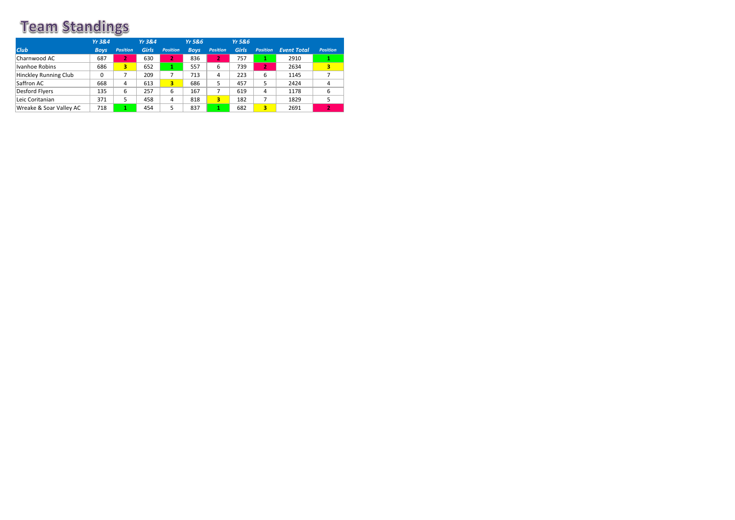# Team Standings

| | Yr 3&4 | | Yr 3&4 | | Yr 5&6 | | Yr 5&6 | | | |
|---|---|---|---|---|---|---|---|---|---|---|
| Club | Boys | Position | Girls | Position | Boys | Position | Girls | Position | Event Total | Position |
| Charnwood AC | 687 | 2 | 630 | 2 | 836 | 2 | 757 | 1 | 2910 | 1 |
| Ivanhoe Robins | 686 | 3 | 652 | 1 | 557 | 6 | 739 | 2 | 2634 | 3 |
| Hinckley Running Club | 0 | 7 | 209 | 7 | 713 | 4 | 223 | 6 | 1145 | 7 |
| Saffron AC | 668 | 4 | 613 | 3 | 686 | 5 | 457 | 5 | 2424 | 4 |
| Desford Flyers | 135 | 6 | 257 | 6 | 167 | 7 | 619 | 4 | 1178 | 6 |
| Leic Coritanian | 371 | 5 | 458 | 4 | 818 | 3 | 182 | 7 | 1829 | 5 |
| Wreake & Soar Valley AC | 718 | 1 | 454 | 5 | 837 | 1 | 682 | 3 | 2691 | 2 |